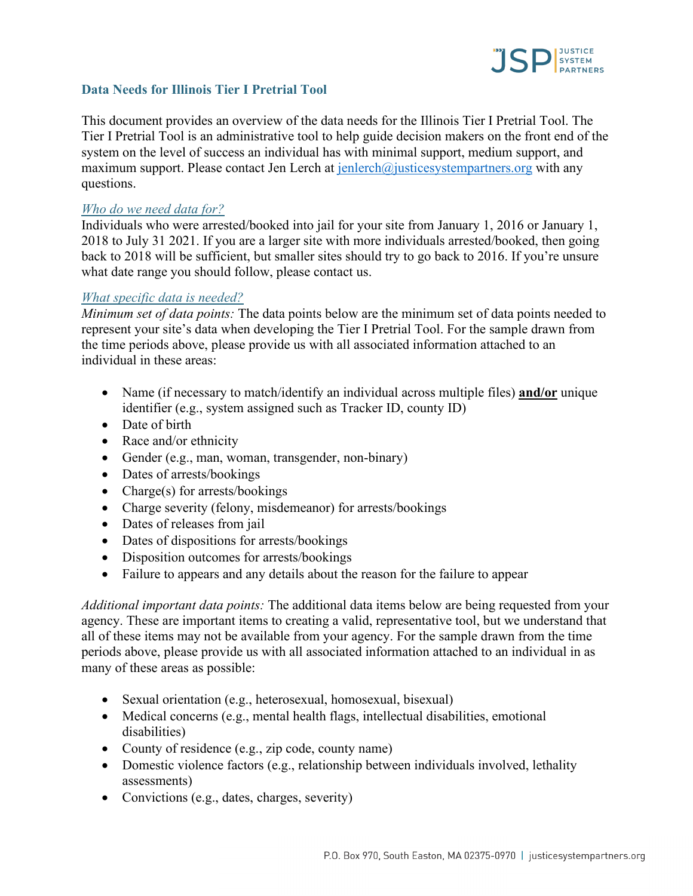## Data Needs for Illinois Tier I Pretrial Tool

This document provides an overview of the data needs for the Illinois Tier I Pretrial Tool. The Tier I Pretrial Tool is an administrative tool to help guide decision makers on the front end of the system on the level of success an individual has with minimal support, medium support, and maximum support. Please contact Jen Lerch at jenlerch@justicesystempartners.org with any questions.

### *Who do we need data for?*

Individuals who were arrested/booked into jail for your site from January 1, 2016 or January 1, 2018 to July 31 2021. If you are a larger site with more individuals arrested/booked, then going back to 2018 will be sufficient, but smaller sites should try to go back to 2016. If you're unsure what date range you should follow, please contact us.

### *What specific data is needed?*

*Minimum set of data points:* The data points below are the minimum set of data points needed to represent your site's data when developing the Tier I Pretrial Tool. For the sample drawn from the time periods above, please provide us with all associated information attached to an individual in these areas:

- Name (if necessary to match/identify an individual across multiple files) **and/or** unique identifier (e.g., system assigned such as Tracker ID, county ID)
- Date of birth
- Race and/or ethnicity
- Gender (e.g., man, woman, transgender, non-binary)
- Dates of arrests/bookings
- Charge(s) for arrests/bookings
- Charge severity (felony, misdemeanor) for arrests/bookings
- Dates of releases from jail
- Dates of dispositions for arrests/bookings
- Disposition outcomes for arrests/bookings
- Failure to appears and any details about the reason for the failure to appear

*Additional important data points:* The additional data items below are being requested from your agency. These are important items to creating a valid, representative tool, but we understand that all of these items may not be available from your agency. For the sample drawn from the time periods above, please provide us with all associated information attached to an individual in as many of these areas as possible:

- Sexual orientation (e.g., heterosexual, homosexual, bisexual)
- Medical concerns (e.g., mental health flags, intellectual disabilities, emotional disabilities)
- County of residence (e.g., zip code, county name)
- Domestic violence factors (e.g., relationship between individuals involved, lethality assessments)
- Convictions (e.g., dates, charges, severity)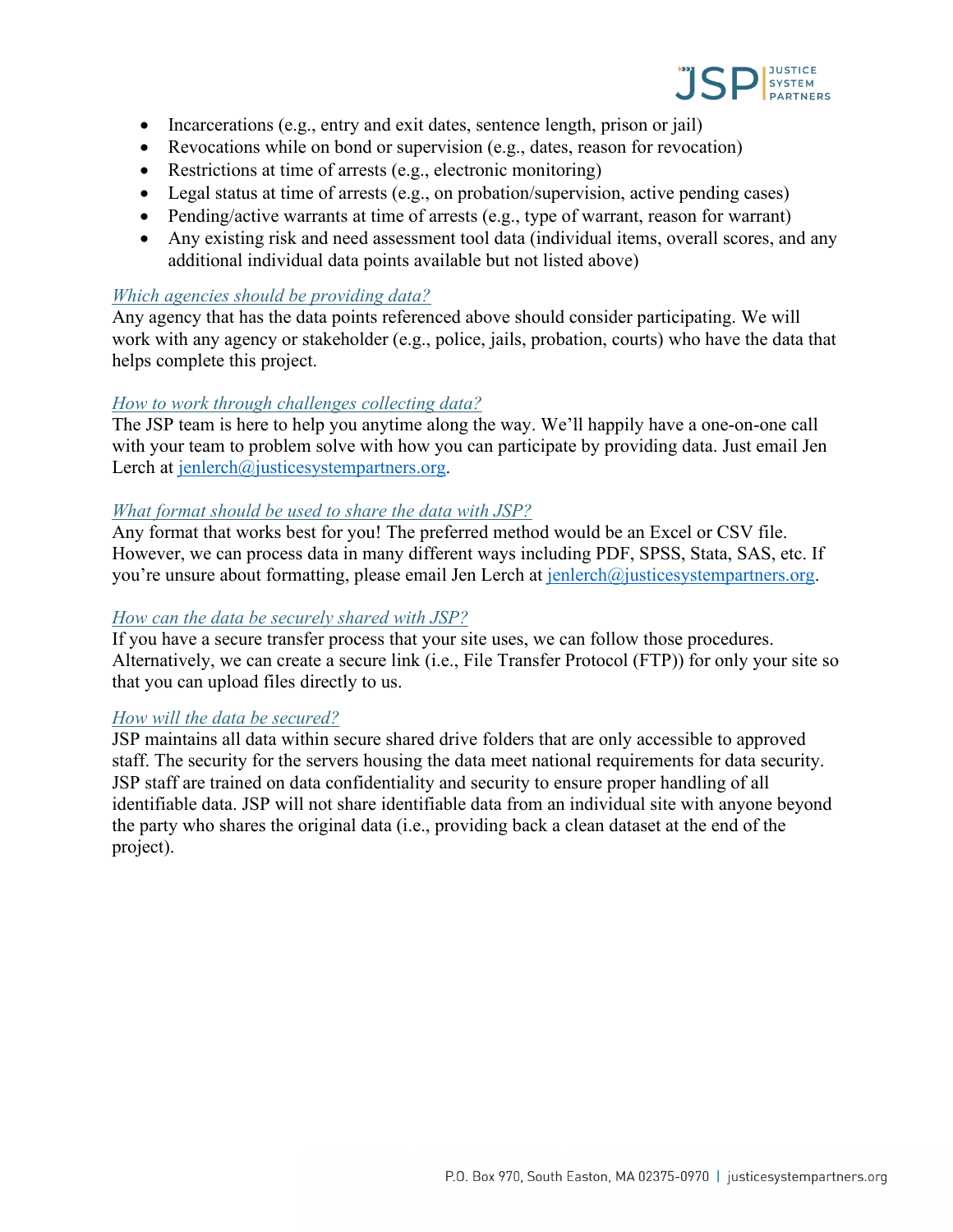- Incarcerations (e.g., entry and exit dates, sentence length, prison or jail)
- Revocations while on bond or supervision (e.g., dates, reason for revocation)
- Restrictions at time of arrests (e.g., electronic monitoring)
- Legal status at time of arrests (e.g., on probation/supervision, active pending cases)
- Pending/active warrants at time of arrests (e.g., type of warrant, reason for warrant)
- Any existing risk and need assessment tool data (individual items, overall scores, and any additional individual data points available but not listed above)

### *Which agencies should be providing data?*

Any agency that has the data points referenced above should consider participating. We will work with any agency or stakeholder (e.g., police, jails, probation, courts) who have the data that helps complete this project.

### *How to work through challenges collecting data?*

The JSP team is here to help you anytime along the way. We'll happily have a one-on-one call with your team to problem solve with how you can participate by providing data. Just email Jen Lerch at jenlerch@justicesystempartners.org.

### *What format should be used to share the data with JSP?*

Any format that works best for you! The preferred method would be an Excel or CSV file. However, we can process data in many different ways including PDF, SPSS, Stata, SAS, etc. If you're unsure about formatting, please email Jen Lerch at jenlerch@justicesystempartners.org.

### *How can the data be securely shared with JSP?*

If you have a secure transfer process that your site uses, we can follow those procedures. Alternatively, we can create a secure link (i.e., File Transfer Protocol (FTP)) for only your site so that you can upload files directly to us.

### *How will the data be secured?*

JSP maintains all data within secure shared drive folders that are only accessible to approved staff. The security for the servers housing the data meet national requirements for data security. JSP staff are trained on data confidentiality and security to ensure proper handling of all identifiable data. JSP will not share identifiable data from an individual site with anyone beyond the party who shares the original data (i.e., providing back a clean dataset at the end of the project).